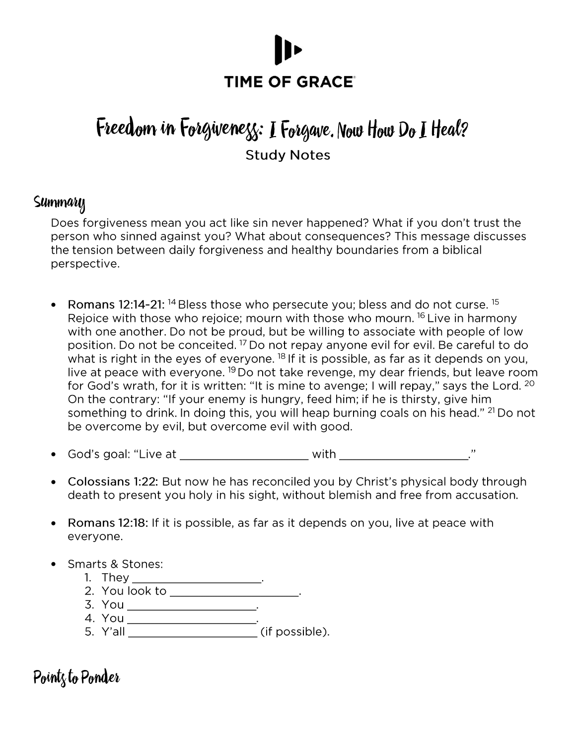TIME OF GRACE

# Freedom in Forgiveness: I Forgave. Now How Do I Heal?

Study Notes

## Summary

Does forgiveness mean you act like sin never happened? What if you don't trust the person who sinned against you? What about consequences? This message discusses the tension between daily forgiveness and healthy boundaries from a biblical perspective.

- Romans 12:14-21: [14] Bless those who persecute you; bless and do not curse. [15] Rejoice with those who rejoice; mourn with those who mourn. [16] Live in harmony with one another. Do not be proud, but be willing to associate with people of low position. Do not be conceited. [17] Do not repay anyone evil for evil. Be careful to do what is right in the eyes of everyone. [18] If it is possible, as far as it depends on you, live at peace with everyone. [19] Do not take revenge, my dear friends, but leave room for God's wrath, for it is written: "It is mine to avenge; I will repay," says the Lord. [20] On the contrary: "If your enemy is hungry, feed him; if he is thirsty, give him something to drink. In doing this, you will heap burning coals on his head." [21] Do not be overcome by evil, but overcome evil with good.
- God's goal: "Live at ____________________ with ____________________."
- Colossians 1:22: But now he has reconciled you by Christ's physical body through death to present you holy in his sight, without blemish and free from accusation.
- Romans 12:18: If it is possible, as far as it depends on you, live at peace with everyone.
- Smarts & Stones:
  1. They ____________________.
  2. You look to ____________________.
  3. You ____________________.
  4. You ____________________.
  5. Y'all ____________________ (if possible).

## Points to Ponder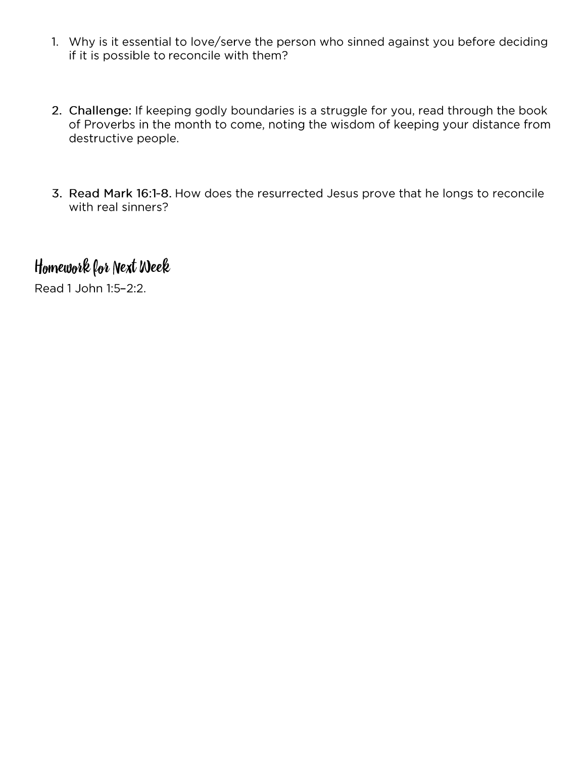1. Why is it essential to love/serve the person who sinned against you before deciding if it is possible to reconcile with them?

2. Challenge: If keeping godly boundaries is a struggle for you, read through the book of Proverbs in the month to come, noting the wisdom of keeping your distance from destructive people.

3. Read Mark 16:1-8. How does the resurrected Jesus prove that he longs to reconcile with real sinners?

## Homework for Next Week

Read 1 John 1:5–2:2.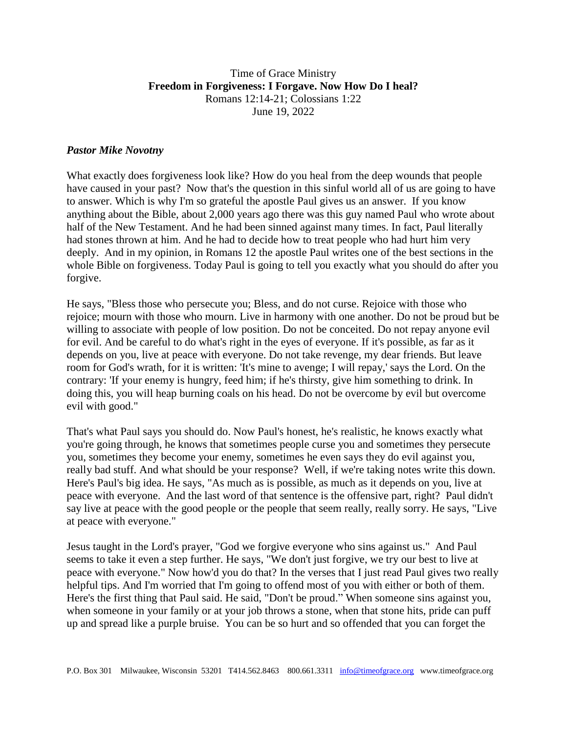Time of Grace Ministry

**Freedom in Forgiveness: I Forgave. Now How Do I heal?**

Romans 12:14-21; Colossians 1:22

June 19, 2022

***Pastor Mike Novotny***

What exactly does forgiveness look like? How do you heal from the deep wounds that people have caused in your past? Now that's the question in this sinful world all of us are going to have to answer. Which is why I'm so grateful the apostle Paul gives us an answer. If you know anything about the Bible, about 2,000 years ago there was this guy named Paul who wrote about half of the New Testament. And he had been sinned against many times. In fact, Paul literally had stones thrown at him. And he had to decide how to treat people who had hurt him very deeply. And in my opinion, in Romans 12 the apostle Paul writes one of the best sections in the whole Bible on forgiveness. Today Paul is going to tell you exactly what you should do after you forgive.

He says, "Bless those who persecute you; Bless, and do not curse. Rejoice with those who rejoice; mourn with those who mourn. Live in harmony with one another. Do not be proud but be willing to associate with people of low position. Do not be conceited. Do not repay anyone evil for evil. And be careful to do what's right in the eyes of everyone. If it's possible, as far as it depends on you, live at peace with everyone. Do not take revenge, my dear friends. But leave room for God's wrath, for it is written: 'It's mine to avenge; I will repay,' says the Lord. On the contrary: 'If your enemy is hungry, feed him; if he's thirsty, give him something to drink. In doing this, you will heap burning coals on his head. Do not be overcome by evil but overcome evil with good."

That's what Paul says you should do. Now Paul's honest, he's realistic, he knows exactly what you're going through, he knows that sometimes people curse you and sometimes they persecute you, sometimes they become your enemy, sometimes he even says they do evil against you, really bad stuff. And what should be your response? Well, if we're taking notes write this down. Here's Paul's big idea. He says, "As much as is possible, as much as it depends on you, live at peace with everyone. And the last word of that sentence is the offensive part, right? Paul didn't say live at peace with the good people or the people that seem really, really sorry. He says, "Live at peace with everyone."

Jesus taught in the Lord's prayer, "God we forgive everyone who sins against us." And Paul seems to take it even a step further. He says, "We don't just forgive, we try our best to live at peace with everyone." Now how'd you do that? In the verses that I just read Paul gives two really helpful tips. And I'm worried that I'm going to offend most of you with either or both of them. Here's the first thing that Paul said. He said, "Don't be proud." When someone sins against you, when someone in your family or at your job throws a stone, when that stone hits, pride can puff up and spread like a purple bruise. You can be so hurt and so offended that you can forget the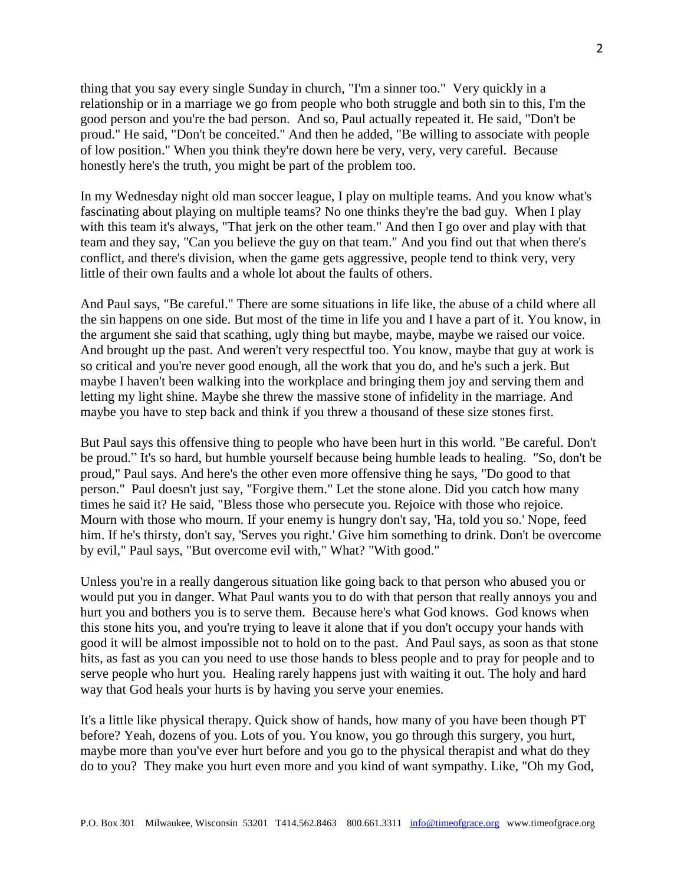thing that you say every single Sunday in church, "I'm a sinner too." Very quickly in a relationship or in a marriage we go from people who both struggle and both sin to this, I'm the good person and you're the bad person. And so, Paul actually repeated it. He said, "Don't be proud." He said, "Don't be conceited." And then he added, "Be willing to associate with people of low position." When you think they're down here be very, very, very careful. Because honestly here's the truth, you might be part of the problem too.

In my Wednesday night old man soccer league, I play on multiple teams. And you know what's fascinating about playing on multiple teams? No one thinks they're the bad guy. When I play with this team it's always, "That jerk on the other team." And then I go over and play with that team and they say, "Can you believe the guy on that team." And you find out that when there's conflict, and there's division, when the game gets aggressive, people tend to think very, very little of their own faults and a whole lot about the faults of others.

And Paul says, "Be careful." There are some situations in life like, the abuse of a child where all the sin happens on one side. But most of the time in life you and I have a part of it. You know, in the argument she said that scathing, ugly thing but maybe, maybe, maybe we raised our voice. And brought up the past. And weren't very respectful too. You know, maybe that guy at work is so critical and you're never good enough, all the work that you do, and he's such a jerk. But maybe I haven't been walking into the workplace and bringing them joy and serving them and letting my light shine. Maybe she threw the massive stone of infidelity in the marriage. And maybe you have to step back and think if you threw a thousand of these size stones first.

But Paul says this offensive thing to people who have been hurt in this world. "Be careful. Don't be proud." It's so hard, but humble yourself because being humble leads to healing. "So, don't be proud," Paul says. And here's the other even more offensive thing he says, "Do good to that person." Paul doesn't just say, "Forgive them." Let the stone alone. Did you catch how many times he said it? He said, "Bless those who persecute you. Rejoice with those who rejoice. Mourn with those who mourn. If your enemy is hungry don't say, 'Ha, told you so.' Nope, feed him. If he's thirsty, don't say, 'Serves you right.' Give him something to drink. Don't be overcome by evil," Paul says, "But overcome evil with," What? "With good."

Unless you're in a really dangerous situation like going back to that person who abused you or would put you in danger. What Paul wants you to do with that person that really annoys you and hurt you and bothers you is to serve them. Because here's what God knows. God knows when this stone hits you, and you're trying to leave it alone that if you don't occupy your hands with good it will be almost impossible not to hold on to the past. And Paul says, as soon as that stone hits, as fast as you can you need to use those hands to bless people and to pray for people and to serve people who hurt you. Healing rarely happens just with waiting it out. The holy and hard way that God heals your hurts is by having you serve your enemies.

It's a little like physical therapy. Quick show of hands, how many of you have been though PT before? Yeah, dozens of you. Lots of you. You know, you go through this surgery, you hurt, maybe more than you've ever hurt before and you go to the physical therapist and what do they do to you? They make you hurt even more and you kind of want sympathy. Like, "Oh my God,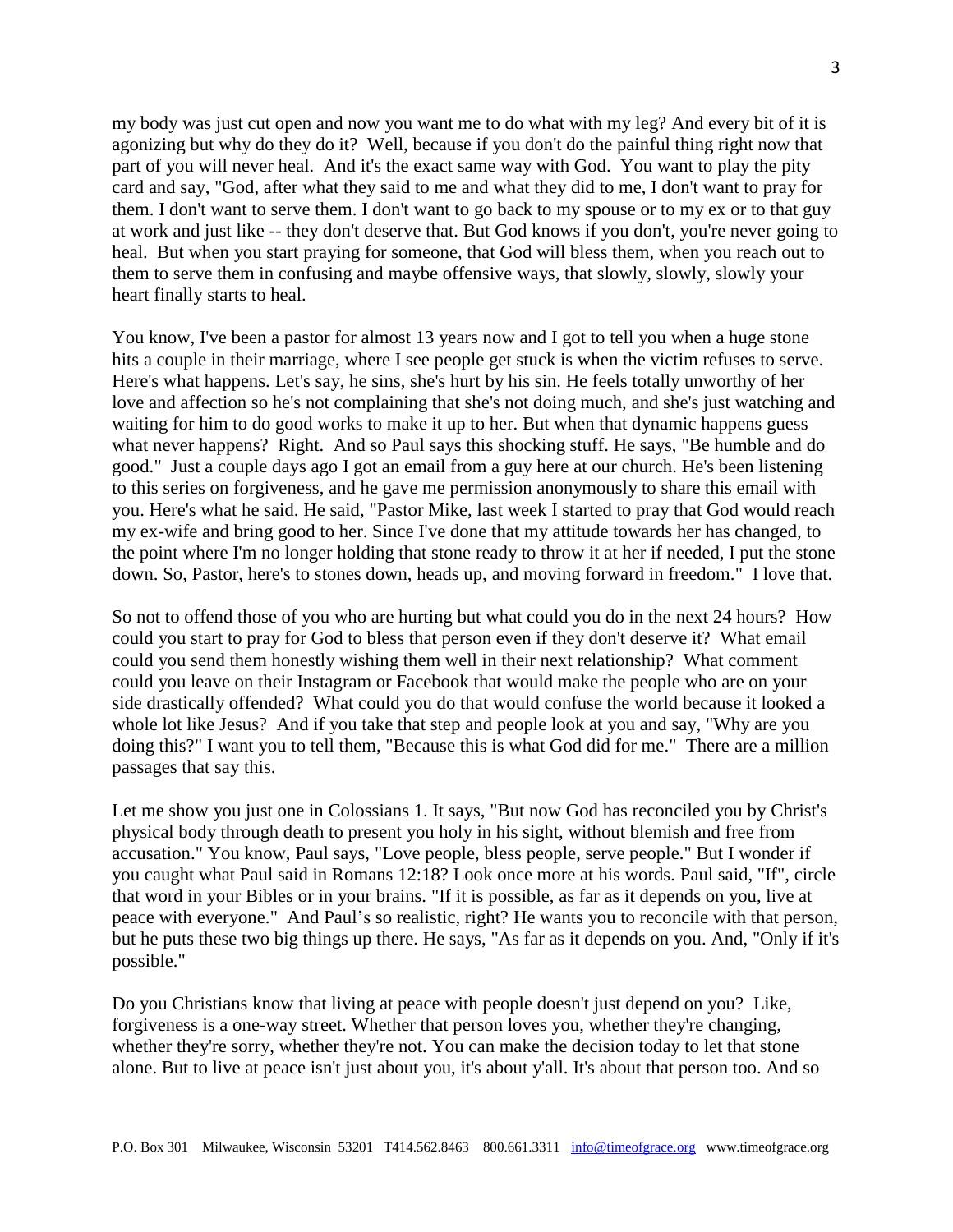my body was just cut open and now you want me to do what with my leg? And every bit of it is agonizing but why do they do it? Well, because if you don't do the painful thing right now that part of you will never heal. And it's the exact same way with God. You want to play the pity card and say, "God, after what they said to me and what they did to me, I don't want to pray for them. I don't want to serve them. I don't want to go back to my spouse or to my ex or to that guy at work and just like -- they don't deserve that. But God knows if you don't, you're never going to heal. But when you start praying for someone, that God will bless them, when you reach out to them to serve them in confusing and maybe offensive ways, that slowly, slowly, slowly your heart finally starts to heal.

You know, I've been a pastor for almost 13 years now and I got to tell you when a huge stone hits a couple in their marriage, where I see people get stuck is when the victim refuses to serve. Here's what happens. Let's say, he sins, she's hurt by his sin. He feels totally unworthy of her love and affection so he's not complaining that she's not doing much, and she's just watching and waiting for him to do good works to make it up to her. But when that dynamic happens guess what never happens? Right. And so Paul says this shocking stuff. He says, "Be humble and do good." Just a couple days ago I got an email from a guy here at our church. He's been listening to this series on forgiveness, and he gave me permission anonymously to share this email with you. Here's what he said. He said, "Pastor Mike, last week I started to pray that God would reach my ex-wife and bring good to her. Since I've done that my attitude towards her has changed, to the point where I'm no longer holding that stone ready to throw it at her if needed, I put the stone down. So, Pastor, here's to stones down, heads up, and moving forward in freedom." I love that.

So not to offend those of you who are hurting but what could you do in the next 24 hours? How could you start to pray for God to bless that person even if they don't deserve it? What email could you send them honestly wishing them well in their next relationship? What comment could you leave on their Instagram or Facebook that would make the people who are on your side drastically offended? What could you do that would confuse the world because it looked a whole lot like Jesus? And if you take that step and people look at you and say, "Why are you doing this?" I want you to tell them, "Because this is what God did for me." There are a million passages that say this.

Let me show you just one in Colossians 1. It says, "But now God has reconciled you by Christ's physical body through death to present you holy in his sight, without blemish and free from accusation." You know, Paul says, "Love people, bless people, serve people." But I wonder if you caught what Paul said in Romans 12:18? Look once more at his words. Paul said, "If", circle that word in your Bibles or in your brains. "If it is possible, as far as it depends on you, live at peace with everyone." And Paul's so realistic, right? He wants you to reconcile with that person, but he puts these two big things up there. He says, "As far as it depends on you. And, "Only if it's possible."

Do you Christians know that living at peace with people doesn't just depend on you? Like, forgiveness is a one-way street. Whether that person loves you, whether they're changing, whether they're sorry, whether they're not. You can make the decision today to let that stone alone. But to live at peace isn't just about you, it's about y'all. It's about that person too. And so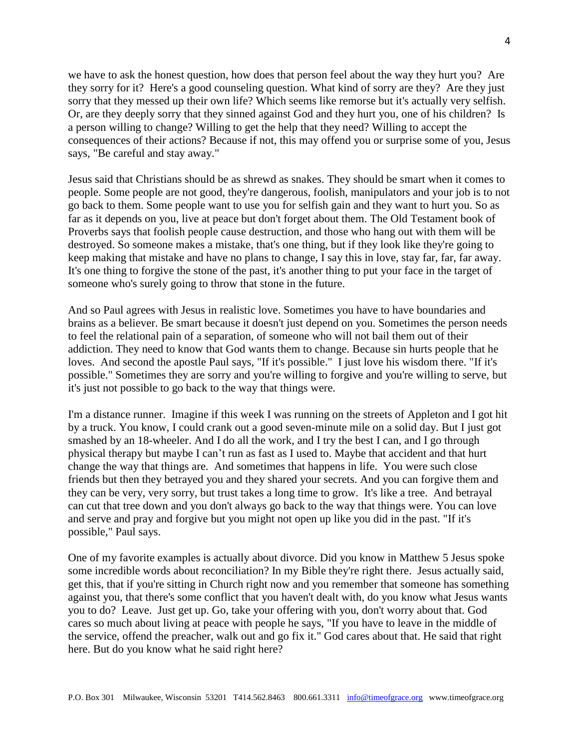we have to ask the honest question, how does that person feel about the way they hurt you? Are they sorry for it? Here's a good counseling question. What kind of sorry are they? Are they just sorry that they messed up their own life? Which seems like remorse but it's actually very selfish. Or, are they deeply sorry that they sinned against God and they hurt you, one of his children? Is a person willing to change? Willing to get the help that they need? Willing to accept the consequences of their actions? Because if not, this may offend you or surprise some of you, Jesus says, "Be careful and stay away."

Jesus said that Christians should be as shrewd as snakes. They should be smart when it comes to people. Some people are not good, they're dangerous, foolish, manipulators and your job is to not go back to them. Some people want to use you for selfish gain and they want to hurt you. So as far as it depends on you, live at peace but don't forget about them. The Old Testament book of Proverbs says that foolish people cause destruction, and those who hang out with them will be destroyed. So someone makes a mistake, that's one thing, but if they look like they're going to keep making that mistake and have no plans to change, I say this in love, stay far, far, far away. It's one thing to forgive the stone of the past, it's another thing to put your face in the target of someone who's surely going to throw that stone in the future.

And so Paul agrees with Jesus in realistic love. Sometimes you have to have boundaries and brains as a believer. Be smart because it doesn't just depend on you. Sometimes the person needs to feel the relational pain of a separation, of someone who will not bail them out of their addiction. They need to know that God wants them to change. Because sin hurts people that he loves. And second the apostle Paul says, "If it's possible." I just love his wisdom there. "If it's possible." Sometimes they are sorry and you're willing to forgive and you're willing to serve, but it's just not possible to go back to the way that things were.

I'm a distance runner. Imagine if this week I was running on the streets of Appleton and I got hit by a truck. You know, I could crank out a good seven-minute mile on a solid day. But I just got smashed by an 18-wheeler. And I do all the work, and I try the best I can, and I go through physical therapy but maybe I can't run as fast as I used to. Maybe that accident and that hurt change the way that things are. And sometimes that happens in life. You were such close friends but then they betrayed you and they shared your secrets. And you can forgive them and they can be very, very sorry, but trust takes a long time to grow. It's like a tree. And betrayal can cut that tree down and you don't always go back to the way that things were. You can love and serve and pray and forgive but you might not open up like you did in the past. "If it's possible," Paul says.

One of my favorite examples is actually about divorce. Did you know in Matthew 5 Jesus spoke some incredible words about reconciliation? In my Bible they're right there. Jesus actually said, get this, that if you're sitting in Church right now and you remember that someone has something against you, that there's some conflict that you haven't dealt with, do you know what Jesus wants you to do? Leave. Just get up. Go, take your offering with you, don't worry about that. God cares so much about living at peace with people he says, "If you have to leave in the middle of the service, offend the preacher, walk out and go fix it." God cares about that. He said that right here. But do you know what he said right here?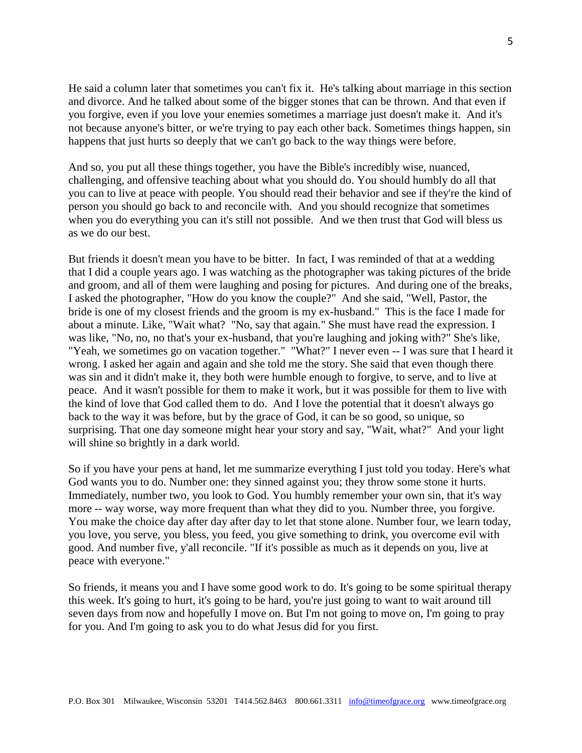He said a column later that sometimes you can't fix it. He's talking about marriage in this section and divorce. And he talked about some of the bigger stones that can be thrown. And that even if you forgive, even if you love your enemies sometimes a marriage just doesn't make it. And it's not because anyone's bitter, or we're trying to pay each other back. Sometimes things happen, sin happens that just hurts so deeply that we can't go back to the way things were before.

And so, you put all these things together, you have the Bible's incredibly wise, nuanced, challenging, and offensive teaching about what you should do. You should humbly do all that you can to live at peace with people. You should read their behavior and see if they're the kind of person you should go back to and reconcile with. And you should recognize that sometimes when you do everything you can it's still not possible. And we then trust that God will bless us as we do our best.

But friends it doesn't mean you have to be bitter. In fact, I was reminded of that at a wedding that I did a couple years ago. I was watching as the photographer was taking pictures of the bride and groom, and all of them were laughing and posing for pictures. And during one of the breaks, I asked the photographer, "How do you know the couple?" And she said, "Well, Pastor, the bride is one of my closest friends and the groom is my ex-husband." This is the face I made for about a minute. Like, "Wait what? "No, say that again." She must have read the expression. I was like, "No, no, no that's your ex-husband, that you're laughing and joking with?" She's like, "Yeah, we sometimes go on vacation together." "What?" I never even -- I was sure that I heard it wrong. I asked her again and again and she told me the story. She said that even though there was sin and it didn't make it, they both were humble enough to forgive, to serve, and to live at peace. And it wasn't possible for them to make it work, but it was possible for them to live with the kind of love that God called them to do. And I love the potential that it doesn't always go back to the way it was before, but by the grace of God, it can be so good, so unique, so surprising. That one day someone might hear your story and say, "Wait, what?" And your light will shine so brightly in a dark world.

So if you have your pens at hand, let me summarize everything I just told you today. Here's what God wants you to do. Number one: they sinned against you; they throw some stone it hurts. Immediately, number two, you look to God. You humbly remember your own sin, that it's way more -- way worse, way more frequent than what they did to you. Number three, you forgive. You make the choice day after day after day to let that stone alone. Number four, we learn today, you love, you serve, you bless, you feed, you give something to drink, you overcome evil with good. And number five, y'all reconcile. "If it's possible as much as it depends on you, live at peace with everyone."

So friends, it means you and I have some good work to do. It's going to be some spiritual therapy this week. It's going to hurt, it's going to be hard, you're just going to want to wait around till seven days from now and hopefully I move on. But I'm not going to move on, I'm going to pray for you. And I'm going to ask you to do what Jesus did for you first.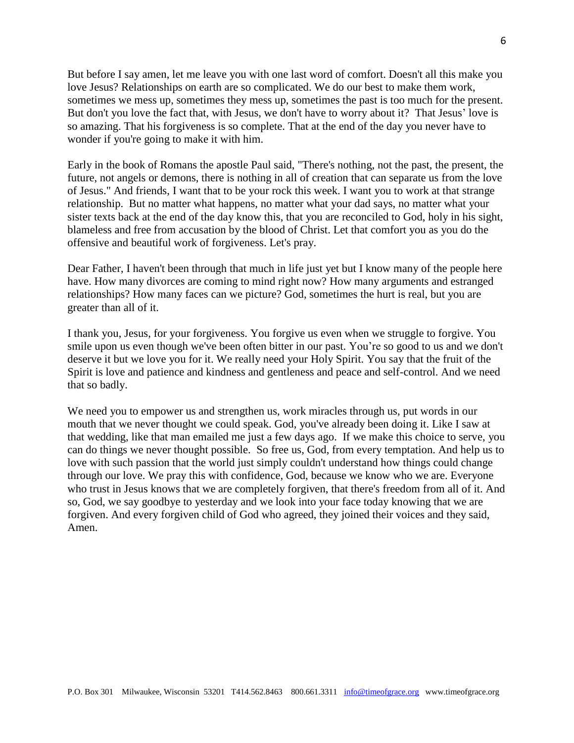But before I say amen, let me leave you with one last word of comfort. Doesn't all this make you love Jesus? Relationships on earth are so complicated. We do our best to make them work, sometimes we mess up, sometimes they mess up, sometimes the past is too much for the present. But don't you love the fact that, with Jesus, we don't have to worry about it? That Jesus' love is so amazing. That his forgiveness is so complete. That at the end of the day you never have to wonder if you're going to make it with him.

Early in the book of Romans the apostle Paul said, "There's nothing, not the past, the present, the future, not angels or demons, there is nothing in all of creation that can separate us from the love of Jesus." And friends, I want that to be your rock this week. I want you to work at that strange relationship. But no matter what happens, no matter what your dad says, no matter what your sister texts back at the end of the day know this, that you are reconciled to God, holy in his sight, blameless and free from accusation by the blood of Christ. Let that comfort you as you do the offensive and beautiful work of forgiveness. Let's pray.

Dear Father, I haven't been through that much in life just yet but I know many of the people here have. How many divorces are coming to mind right now? How many arguments and estranged relationships? How many faces can we picture? God, sometimes the hurt is real, but you are greater than all of it.

I thank you, Jesus, for your forgiveness. You forgive us even when we struggle to forgive. You smile upon us even though we've been often bitter in our past. You're so good to us and we don't deserve it but we love you for it. We really need your Holy Spirit. You say that the fruit of the Spirit is love and patience and kindness and gentleness and peace and self-control. And we need that so badly.

We need you to empower us and strengthen us, work miracles through us, put words in our mouth that we never thought we could speak. God, you've already been doing it. Like I saw at that wedding, like that man emailed me just a few days ago. If we make this choice to serve, you can do things we never thought possible. So free us, God, from every temptation. And help us to love with such passion that the world just simply couldn't understand how things could change through our love. We pray this with confidence, God, because we know who we are. Everyone who trust in Jesus knows that we are completely forgiven, that there's freedom from all of it. And so, God, we say goodbye to yesterday and we look into your face today knowing that we are forgiven. And every forgiven child of God who agreed, they joined their voices and they said, Amen.